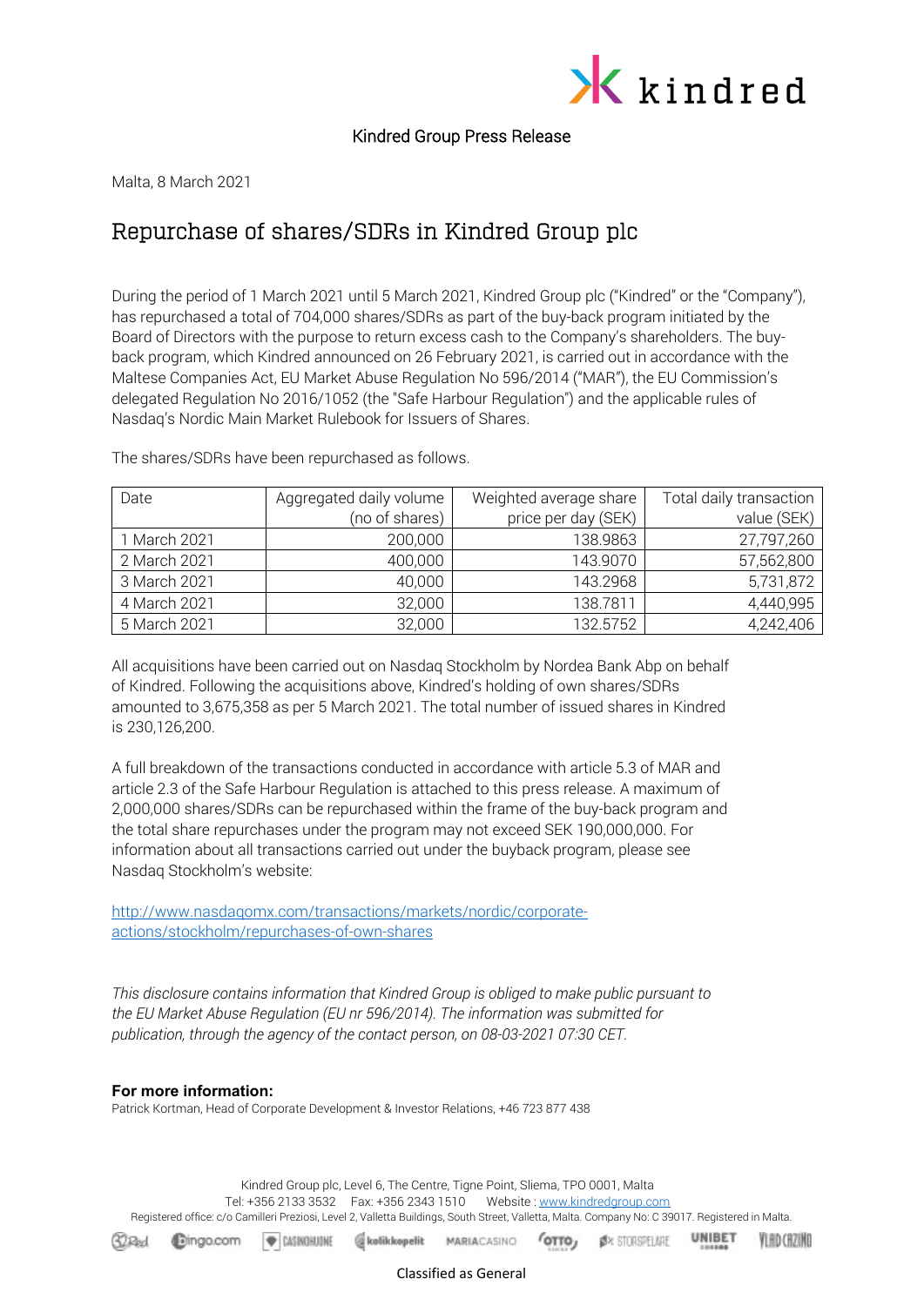Kindred Group Press Release

Malta, 8 March 2021

# Repurchase of shares/SDRs in Kindred Group plc

During the period of 1 March 2021 until 5 March 2021, Kindred Group plc ("Kindred" or the "Company"), has repurchased a total of 704,000 shares/SDRs as part of the buy-back program initiated by the Board of Directors with the purpose to return excess cash to the Company's shareholders. The buy-back program, which Kindred announced on 26 February 2021, is carried out in accordance with the Maltese Companies Act, EU Market Abuse Regulation No 596/2014 ("MAR"), the EU Commission's delegated Regulation No 2016/1052 (the "Safe Harbour Regulation") and the applicable rules of Nasdaq's Nordic Main Market Rulebook for Issuers of Shares.

The shares/SDRs have been repurchased as follows.

| Date | Aggregated daily volume (no of shares) | Weighted average share price per day (SEK) | Total daily transaction value (SEK) |
|---|---|---|---|
| 1 March 2021 | 200,000 | 138.9863 | 27,797,260 |
| 2 March 2021 | 400,000 | 143.9070 | 57,562,800 |
| 3 March 2021 | 40,000 | 143.2968 | 5,731,872 |
| 4 March 2021 | 32,000 | 138.7811 | 4,440,995 |
| 5 March 2021 | 32,000 | 132.5752 | 4,242,406 |

All acquisitions have been carried out on Nasdaq Stockholm by Nordea Bank Abp on behalf of Kindred. Following the acquisitions above, Kindred's holding of own shares/SDRs amounted to 3,675,358 as per 5 March 2021. The total number of issued shares in Kindred is 230,126,200.

A full breakdown of the transactions conducted in accordance with article 5.3 of MAR and article 2.3 of the Safe Harbour Regulation is attached to this press release. A maximum of 2,000,000 shares/SDRs can be repurchased within the frame of the buy-back program and the total share repurchases under the program may not exceed SEK 190,000,000. For information about all transactions carried out under the buyback program, please see Nasdaq Stockholm's website:

http://www.nasdaqomx.com/transactions/markets/nordic/corporate-actions/stockholm/repurchases-of-own-shares

*This disclosure contains information that Kindred Group is obliged to make public pursuant to the EU Market Abuse Regulation (EU nr 596/2014). The information was submitted for publication, through the agency of the contact person, on 08-03-2021 07:30 CET.*

**For more information:**

Patrick Kortman, Head of Corporate Development & Investor Relations, +46 723 877 438

Kindred Group plc, Level 6, The Centre, Tigne Point, Sliema, TPO 0001, Malta
Tel: +356 2133 3532 Fax: +356 2343 1510 Website : www.kindredgroup.com
Registered office: c/o Camilleri Preziosi, Level 2, Valletta Buildings, South Street, Valletta, Malta. Company No: C 39017. Registered in Malta.

Classified as General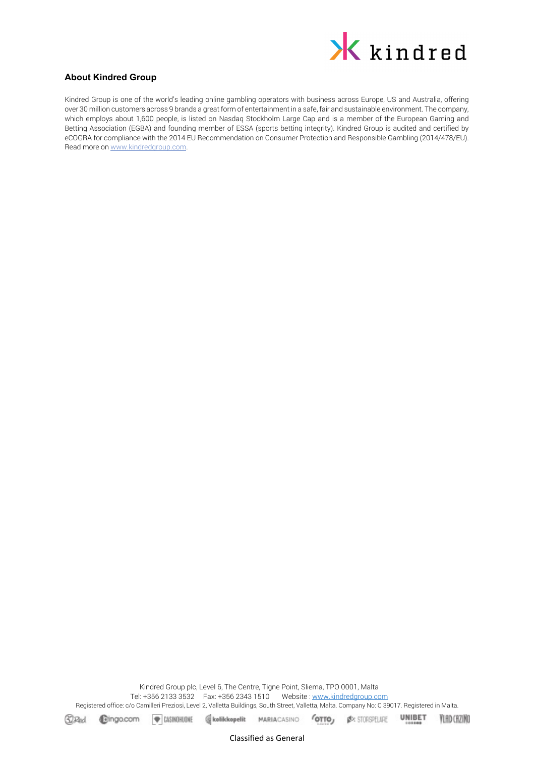## About Kindred Group

Kindred Group is one of the world's leading online gambling operators with business across Europe, US and Australia, offering over 30 million customers across 9 brands a great form of entertainment in a safe, fair and sustainable environment. The company, which employs about 1,600 people, is listed on Nasdaq Stockholm Large Cap and is a member of the European Gaming and Betting Association (EGBA) and founding member of ESSA (sports betting integrity). Kindred Group is audited and certified by eCOGRA for compliance with the 2014 EU Recommendation on Consumer Protection and Responsible Gambling (2014/478/EU). Read more on www.kindredgroup.com.

Kindred Group plc, Level 6, The Centre, Tigne Point, Sliema, TPO 0001, Malta
Tel: +356 2133 3532 Fax: +356 2343 1510 Website : www.kindredgroup.com
Registered office: c/o Camilleri Preziosi, Level 2, Valletta Buildings, South Street, Valletta, Malta. Company No: C 39017. Registered in Malta.

Classified as General